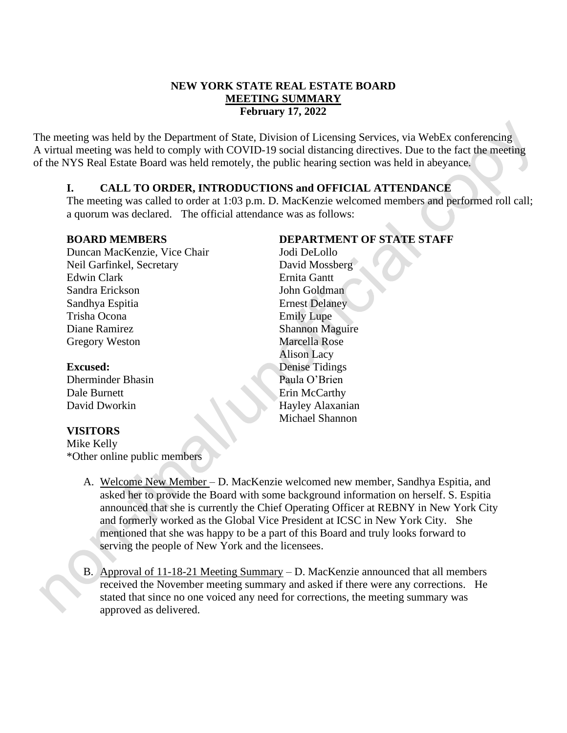**NEW YORK STATE REAL ESTATE BOARD**
**MEETING SUMMARY**
**February 17, 2022**

The meeting was held by the Department of State, Division of Licensing Services, via WebEx conferencing A virtual meeting was held to comply with COVID-19 social distancing directives. Due to the fact the meeting of the NYS Real Estate Board was held remotely, the public hearing section was held in abeyance.

## I. CALL TO ORDER, INTRODUCTIONS and OFFICIAL ATTENDANCE

The meeting was called to order at 1:03 p.m. D. MacKenzie welcomed members and performed roll call; a quorum was declared. The official attendance was as follows:

**BOARD MEMBERS**
Duncan MacKenzie, Vice Chair
Neil Garfinkel, Secretary
Edwin Clark
Sandra Erickson
Sandhya Espitia
Trisha Ocona
Diane Ramirez
Gregory Weston

**Excused:**
Dherminder Bhasin
Dale Burnett
David Dworkin

**DEPARTMENT OF STATE STAFF**
Jodi DeLollo
David Mossberg
Ernita Gantt
John Goldman
Ernest Delaney
Emily Lupe
Shannon Maguire
Marcella Rose
Alison Lacy
Denise Tidings
Paula O'Brien
Erin McCarthy
Hayley Alaxanian
Michael Shannon

**VISITORS**
Mike Kelly
*Other online public members

A. Welcome New Member – D. MacKenzie welcomed new member, Sandhya Espitia, and asked her to provide the Board with some background information on herself. S. Espitia announced that she is currently the Chief Operating Officer at REBNY in New York City and formerly worked as the Global Vice President at ICSC in New York City. She mentioned that she was happy to be a part of this Board and truly looks forward to serving the people of New York and the licensees.

B. Approval of 11-18-21 Meeting Summary – D. MacKenzie announced that all members received the November meeting summary and asked if there were any corrections. He stated that since no one voiced any need for corrections, the meeting summary was approved as delivered.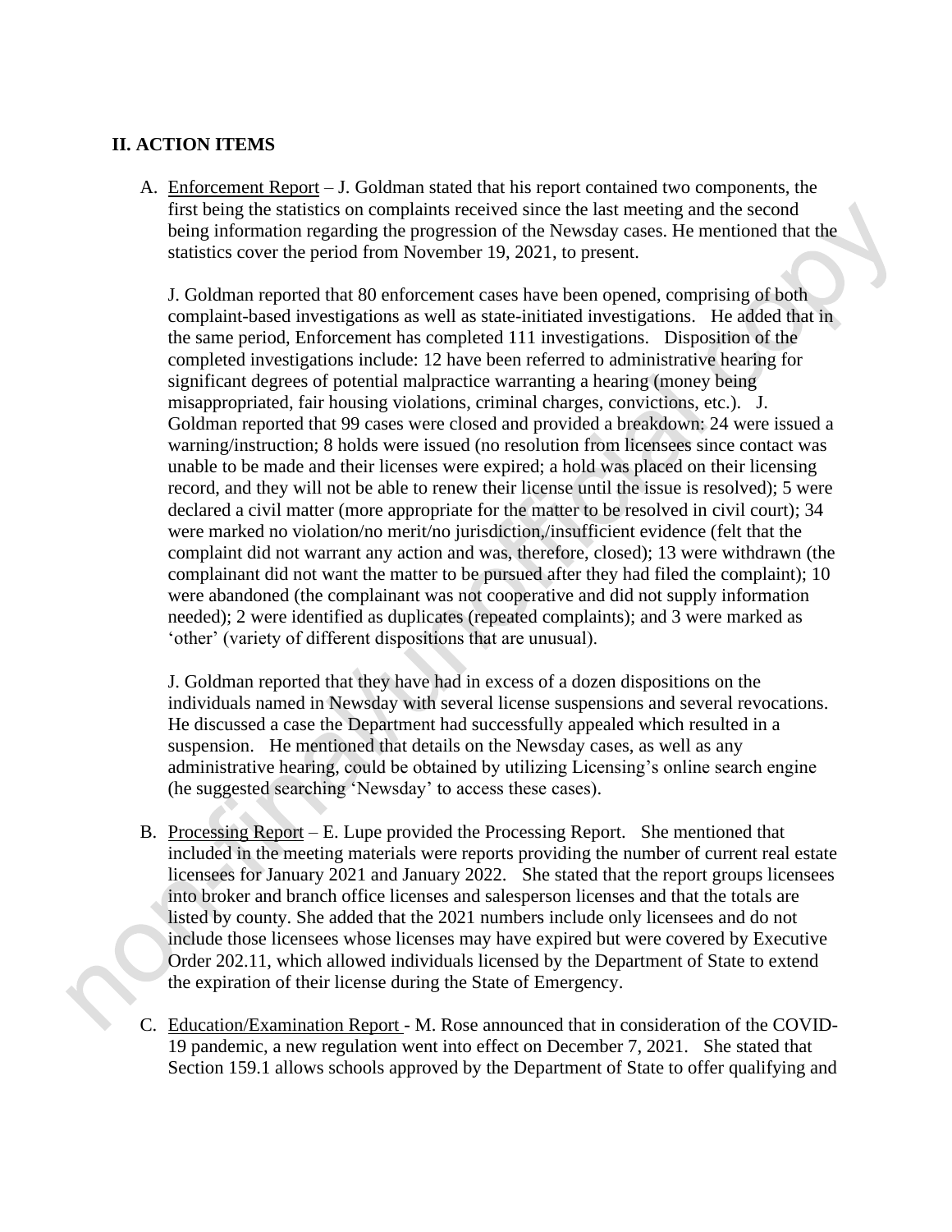## II. ACTION ITEMS

A. Enforcement Report – J. Goldman stated that his report contained two components, the first being the statistics on complaints received since the last meeting and the second being information regarding the progression of the Newsday cases. He mentioned that the statistics cover the period from November 19, 2021, to present.

   J. Goldman reported that 80 enforcement cases have been opened, comprising of both complaint-based investigations as well as state-initiated investigations. He added that in the same period, Enforcement has completed 111 investigations. Disposition of the completed investigations include: 12 have been referred to administrative hearing for significant degrees of potential malpractice warranting a hearing (money being misappropriated, fair housing violations, criminal charges, convictions, etc.). J. Goldman reported that 99 cases were closed and provided a breakdown: 24 were issued a warning/instruction; 8 holds were issued (no resolution from licensees since contact was unable to be made and their licenses were expired; a hold was placed on their licensing record, and they will not be able to renew their license until the issue is resolved); 5 were declared a civil matter (more appropriate for the matter to be resolved in civil court); 34 were marked no violation/no merit/no jurisdiction,/insufficient evidence (felt that the complaint did not warrant any action and was, therefore, closed); 13 were withdrawn (the complainant did not want the matter to be pursued after they had filed the complaint); 10 were abandoned (the complainant was not cooperative and did not supply information needed); 2 were identified as duplicates (repeated complaints); and 3 were marked as 'other' (variety of different dispositions that are unusual).

   J. Goldman reported that they have had in excess of a dozen dispositions on the individuals named in Newsday with several license suspensions and several revocations. He discussed a case the Department had successfully appealed which resulted in a suspension. He mentioned that details on the Newsday cases, as well as any administrative hearing, could be obtained by utilizing Licensing's online search engine (he suggested searching 'Newsday' to access these cases).

B. Processing Report – E. Lupe provided the Processing Report. She mentioned that included in the meeting materials were reports providing the number of current real estate licensees for January 2021 and January 2022. She stated that the report groups licensees into broker and branch office licenses and salesperson licenses and that the totals are listed by county. She added that the 2021 numbers include only licensees and do not include those licensees whose licenses may have expired but were covered by Executive Order 202.11, which allowed individuals licensed by the Department of State to extend the expiration of their license during the State of Emergency.

C. Education/Examination Report - M. Rose announced that in consideration of the COVID-19 pandemic, a new regulation went into effect on December 7, 2021. She stated that Section 159.1 allows schools approved by the Department of State to offer qualifying and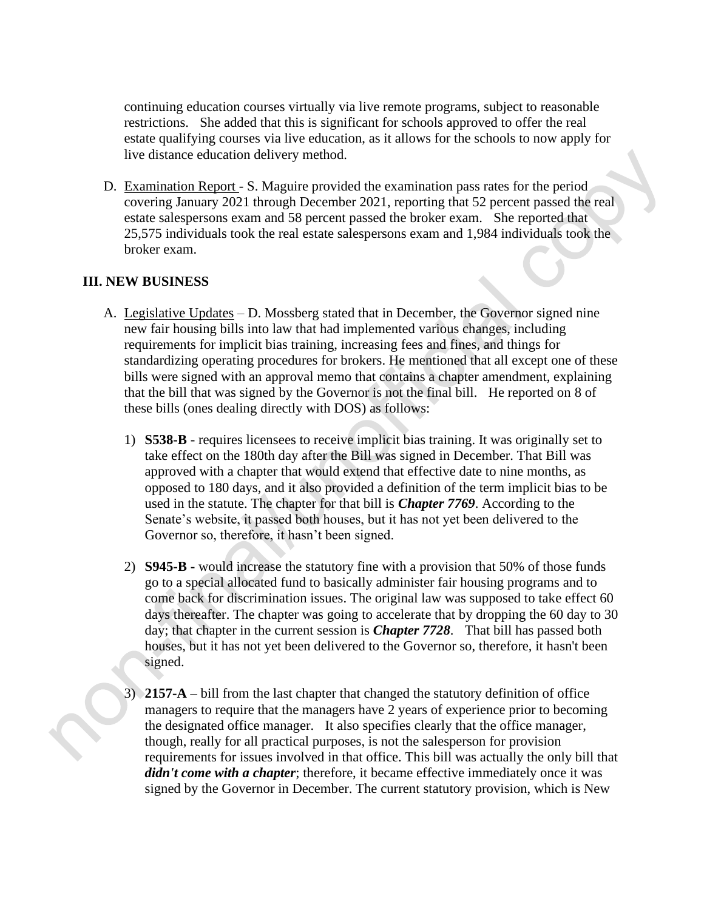continuing education courses virtually via live remote programs, subject to reasonable restrictions. She added that this is significant for schools approved to offer the real estate qualifying courses via live education, as it allows for the schools to now apply for live distance education delivery method.

D. Examination Report - S. Maguire provided the examination pass rates for the period covering January 2021 through December 2021, reporting that 52 percent passed the real estate salespersons exam and 58 percent passed the broker exam. She reported that 25,575 individuals took the real estate salespersons exam and 1,984 individuals took the broker exam.

## III. NEW BUSINESS

A. Legislative Updates – D. Mossberg stated that in December, the Governor signed nine new fair housing bills into law that had implemented various changes, including requirements for implicit bias training, increasing fees and fines, and things for standardizing operating procedures for brokers. He mentioned that all except one of these bills were signed with an approval memo that contains a chapter amendment, explaining that the bill that was signed by the Governor is not the final bill. He reported on 8 of these bills (ones dealing directly with DOS) as follows:

1) **S538-B** - requires licensees to receive implicit bias training. It was originally set to take effect on the 180th day after the Bill was signed in December. That Bill was approved with a chapter that would extend that effective date to nine months, as opposed to 180 days, and it also provided a definition of the term implicit bias to be used in the statute. The chapter for that bill is ***Chapter 7769***. According to the Senate's website, it passed both houses, but it has not yet been delivered to the Governor so, therefore, it hasn't been signed.

2) **S945-B -** would increase the statutory fine with a provision that 50% of those funds go to a special allocated fund to basically administer fair housing programs and to come back for discrimination issues. The original law was supposed to take effect 60 days thereafter. The chapter was going to accelerate that by dropping the 60 day to 30 day; that chapter in the current session is ***Chapter 7728***. That bill has passed both houses, but it has not yet been delivered to the Governor so, therefore, it hasn't been signed.

3) **2157-A** – bill from the last chapter that changed the statutory definition of office managers to require that the managers have 2 years of experience prior to becoming the designated office manager. It also specifies clearly that the office manager, though, really for all practical purposes, is not the salesperson for provision requirements for issues involved in that office. This bill was actually the only bill that ***didn't come with a chapter***; therefore, it became effective immediately once it was signed by the Governor in December. The current statutory provision, which is New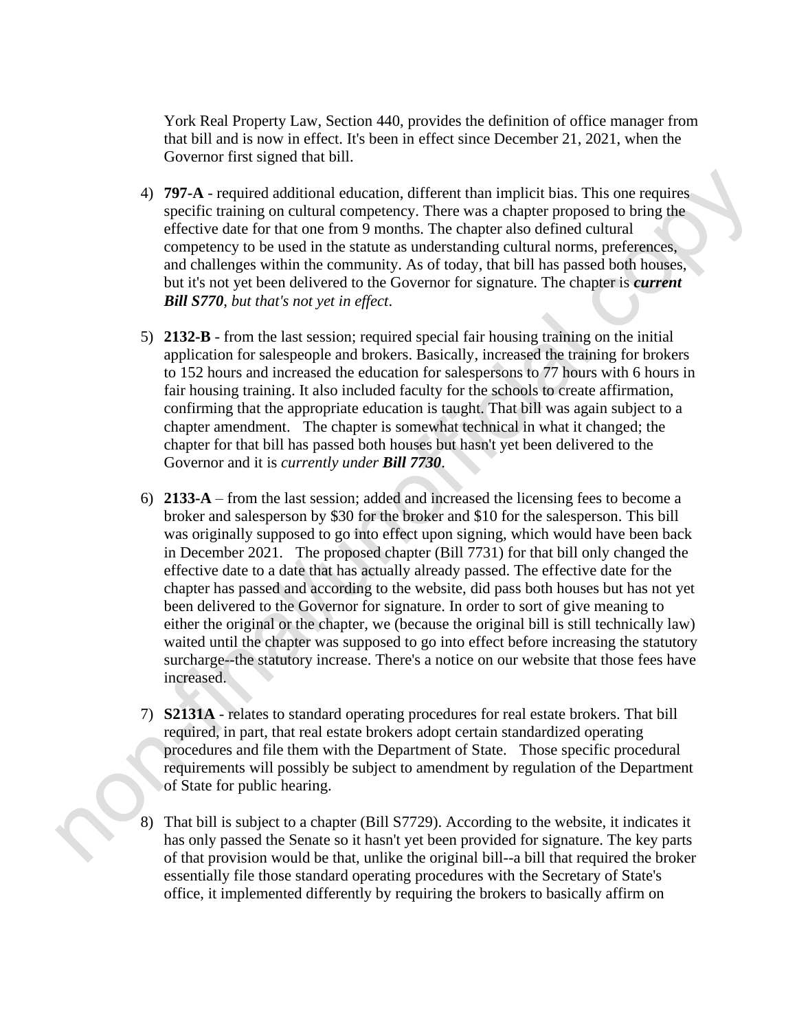York Real Property Law, Section 440, provides the definition of office manager from that bill and is now in effect. It's been in effect since December 21, 2021, when the Governor first signed that bill.

4) **797-A** - required additional education, different than implicit bias. This one requires specific training on cultural competency. There was a chapter proposed to bring the effective date for that one from 9 months. The chapter also defined cultural competency to be used in the statute as understanding cultural norms, preferences, and challenges within the community. As of today, that bill has passed both houses, but it's not yet been delivered to the Governor for signature. The chapter is ***current Bill S770**, but that's not yet in effect*.

5) **2132-B** - from the last session; required special fair housing training on the initial application for salespeople and brokers. Basically, increased the training for brokers to 152 hours and increased the education for salespersons to 77 hours with 6 hours in fair housing training. It also included faculty for the schools to create affirmation, confirming that the appropriate education is taught. That bill was again subject to a chapter amendment. The chapter is somewhat technical in what it changed; the chapter for that bill has passed both houses but hasn't yet been delivered to the Governor and it is *currently under **Bill 7730***.

6) **2133-A** – from the last session; added and increased the licensing fees to become a broker and salesperson by $30 for the broker and $10 for the salesperson. This bill was originally supposed to go into effect upon signing, which would have been back in December 2021. The proposed chapter (Bill 7731) for that bill only changed the effective date to a date that has actually already passed. The effective date for the chapter has passed and according to the website, did pass both houses but has not yet been delivered to the Governor for signature. In order to sort of give meaning to either the original or the chapter, we (because the original bill is still technically law) waited until the chapter was supposed to go into effect before increasing the statutory surcharge--the statutory increase. There's a notice on our website that those fees have increased.

7) **S2131A** - relates to standard operating procedures for real estate brokers. That bill required, in part, that real estate brokers adopt certain standardized operating procedures and file them with the Department of State. Those specific procedural requirements will possibly be subject to amendment by regulation of the Department of State for public hearing.

8) That bill is subject to a chapter (Bill S7729). According to the website, it indicates it has only passed the Senate so it hasn't yet been provided for signature. The key parts of that provision would be that, unlike the original bill--a bill that required the broker essentially file those standard operating procedures with the Secretary of State's office, it implemented differently by requiring the brokers to basically affirm on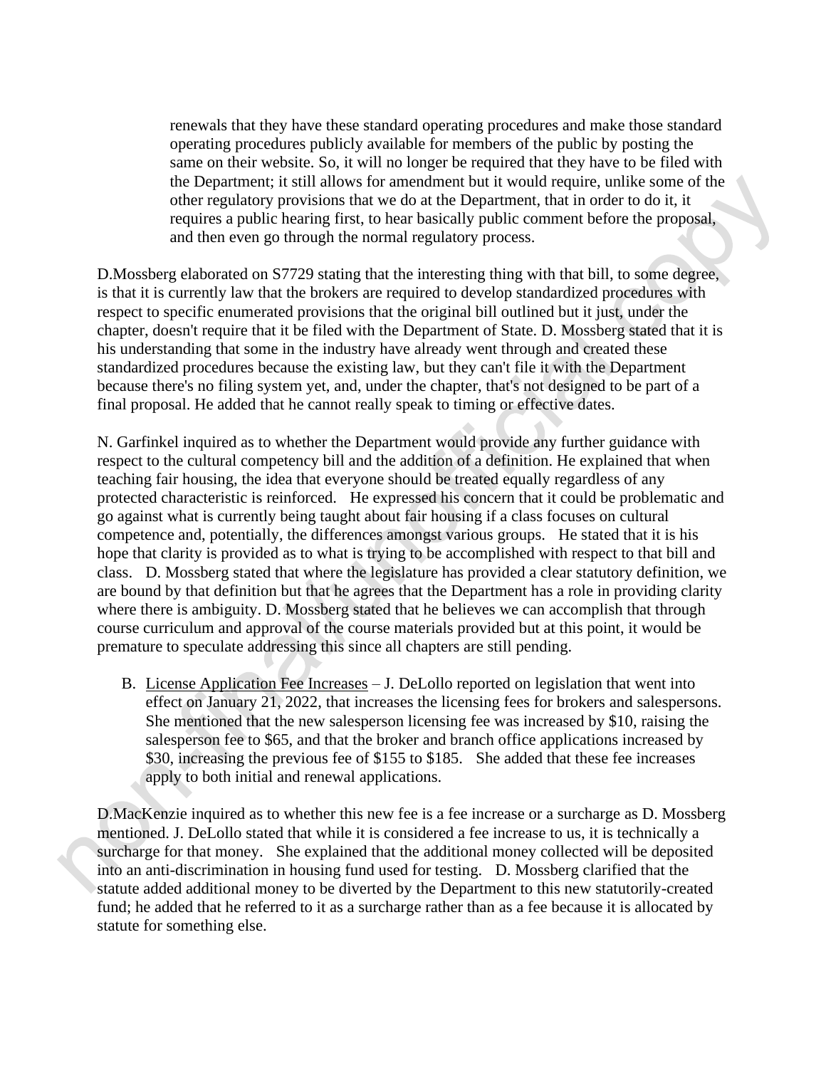renewals that they have these standard operating procedures and make those standard operating procedures publicly available for members of the public by posting the same on their website. So, it will no longer be required that they have to be filed with the Department; it still allows for amendment but it would require, unlike some of the other regulatory provisions that we do at the Department, that in order to do it, it requires a public hearing first, to hear basically public comment before the proposal, and then even go through the normal regulatory process.

D.Mossberg elaborated on S7729 stating that the interesting thing with that bill, to some degree, is that it is currently law that the brokers are required to develop standardized procedures with respect to specific enumerated provisions that the original bill outlined but it just, under the chapter, doesn't require that it be filed with the Department of State. D. Mossberg stated that it is his understanding that some in the industry have already went through and created these standardized procedures because the existing law, but they can't file it with the Department because there's no filing system yet, and, under the chapter, that's not designed to be part of a final proposal. He added that he cannot really speak to timing or effective dates.

N. Garfinkel inquired as to whether the Department would provide any further guidance with respect to the cultural competency bill and the addition of a definition. He explained that when teaching fair housing, the idea that everyone should be treated equally regardless of any protected characteristic is reinforced. He expressed his concern that it could be problematic and go against what is currently being taught about fair housing if a class focuses on cultural competence and, potentially, the differences amongst various groups. He stated that it is his hope that clarity is provided as to what is trying to be accomplished with respect to that bill and class. D. Mossberg stated that where the legislature has provided a clear statutory definition, we are bound by that definition but that he agrees that the Department has a role in providing clarity where there is ambiguity. D. Mossberg stated that he believes we can accomplish that through course curriculum and approval of the course materials provided but at this point, it would be premature to speculate addressing this since all chapters are still pending.

B. License Application Fee Increases – J. DeLollo reported on legislation that went into effect on January 21, 2022, that increases the licensing fees for brokers and salespersons. She mentioned that the new salesperson licensing fee was increased by $10, raising the salesperson fee to $65, and that the broker and branch office applications increased by $30, increasing the previous fee of $155 to $185. She added that these fee increases apply to both initial and renewal applications.

D.MacKenzie inquired as to whether this new fee is a fee increase or a surcharge as D. Mossberg mentioned. J. DeLollo stated that while it is considered a fee increase to us, it is technically a surcharge for that money. She explained that the additional money collected will be deposited into an anti-discrimination in housing fund used for testing. D. Mossberg clarified that the statute added additional money to be diverted by the Department to this new statutorily-created fund; he added that he referred to it as a surcharge rather than as a fee because it is allocated by statute for something else.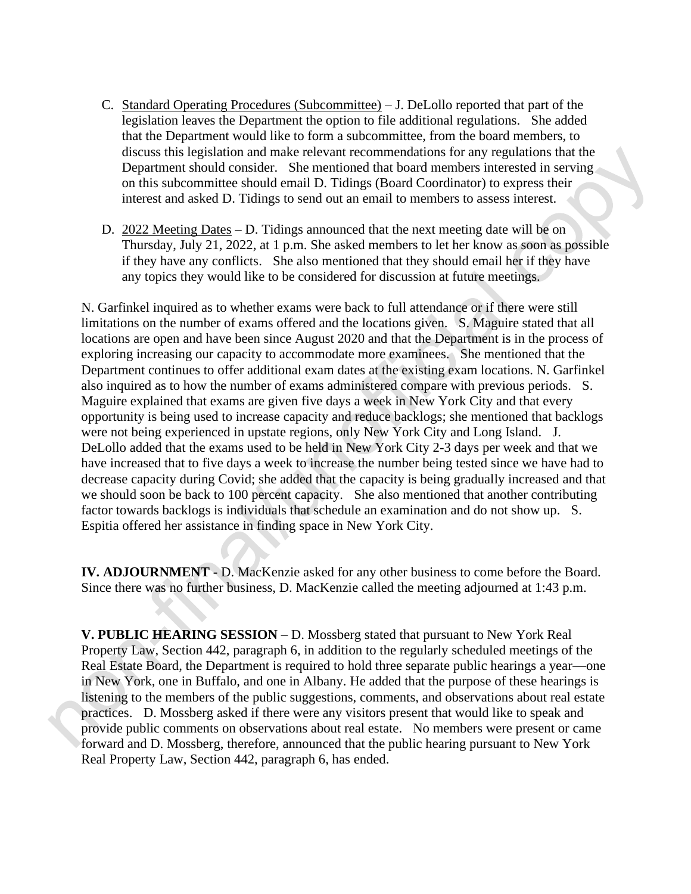C. Standard Operating Procedures (Subcommittee) – J. DeLollo reported that part of the legislation leaves the Department the option to file additional regulations. She added that the Department would like to form a subcommittee, from the board members, to discuss this legislation and make relevant recommendations for any regulations that the Department should consider. She mentioned that board members interested in serving on this subcommittee should email D. Tidings (Board Coordinator) to express their interest and asked D. Tidings to send out an email to members to assess interest.

D. 2022 Meeting Dates – D. Tidings announced that the next meeting date will be on Thursday, July 21, 2022, at 1 p.m. She asked members to let her know as soon as possible if they have any conflicts. She also mentioned that they should email her if they have any topics they would like to be considered for discussion at future meetings.

N. Garfinkel inquired as to whether exams were back to full attendance or if there were still limitations on the number of exams offered and the locations given. S. Maguire stated that all locations are open and have been since August 2020 and that the Department is in the process of exploring increasing our capacity to accommodate more examinees. She mentioned that the Department continues to offer additional exam dates at the existing exam locations. N. Garfinkel also inquired as to how the number of exams administered compare with previous periods. S. Maguire explained that exams are given five days a week in New York City and that every opportunity is being used to increase capacity and reduce backlogs; she mentioned that backlogs were not being experienced in upstate regions, only New York City and Long Island. J. DeLollo added that the exams used to be held in New York City 2-3 days per week and that we have increased that to five days a week to increase the number being tested since we have had to decrease capacity during Covid; she added that the capacity is being gradually increased and that we should soon be back to 100 percent capacity. She also mentioned that another contributing factor towards backlogs is individuals that schedule an examination and do not show up. S. Espitia offered her assistance in finding space in New York City.

**IV. ADJOURNMENT -** D. MacKenzie asked for any other business to come before the Board. Since there was no further business, D. MacKenzie called the meeting adjourned at 1:43 p.m.

**V. PUBLIC HEARING SESSION** – D. Mossberg stated that pursuant to New York Real Property Law, Section 442, paragraph 6, in addition to the regularly scheduled meetings of the Real Estate Board, the Department is required to hold three separate public hearings a year—one in New York, one in Buffalo, and one in Albany. He added that the purpose of these hearings is listening to the members of the public suggestions, comments, and observations about real estate practices. D. Mossberg asked if there were any visitors present that would like to speak and provide public comments on observations about real estate. No members were present or came forward and D. Mossberg, therefore, announced that the public hearing pursuant to New York Real Property Law, Section 442, paragraph 6, has ended.